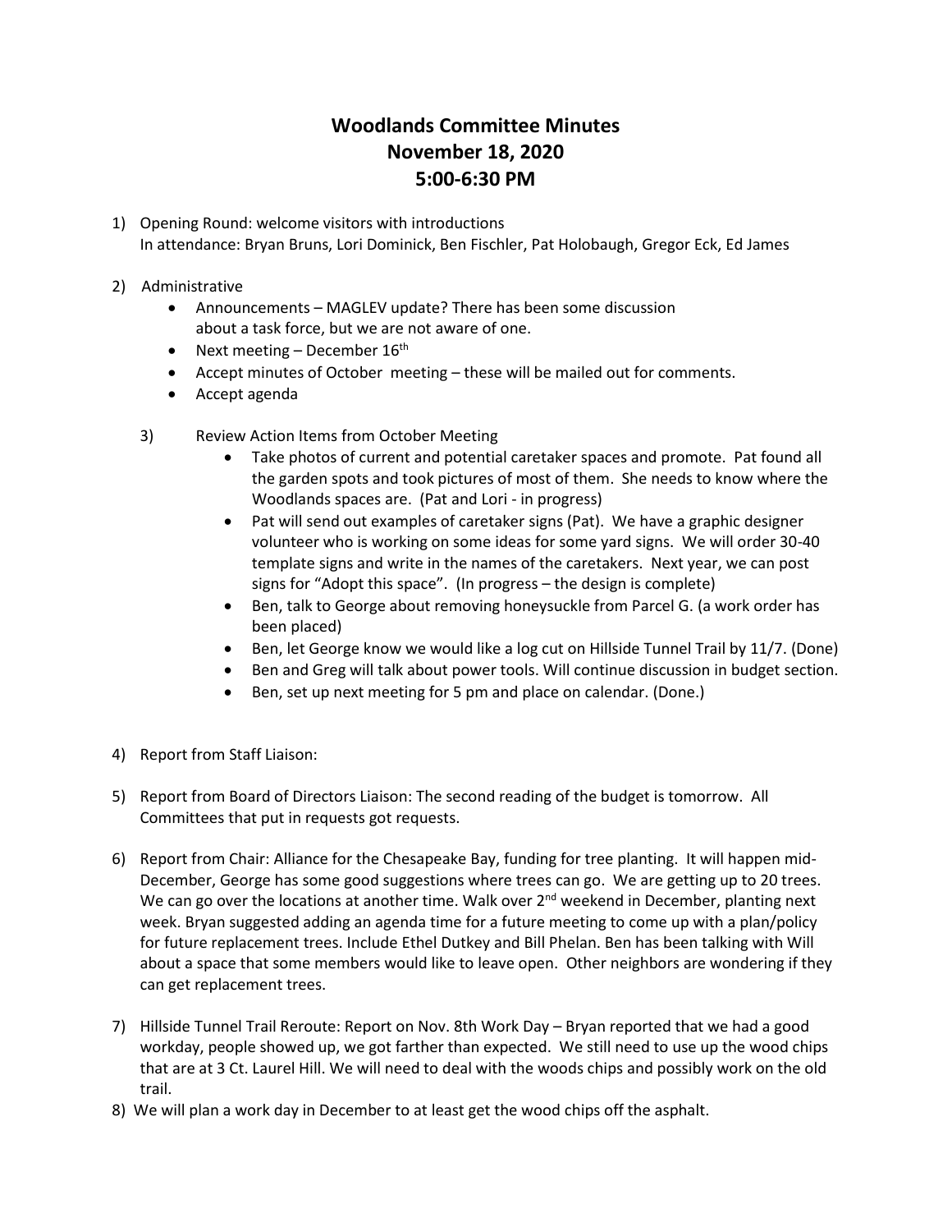# Woodlands Committee Minutes
# November 18, 2020
# 5:00-6:30 PM

1) Opening Round: welcome visitors with introductions
   In attendance: Bryan Bruns, Lori Dominick, Ben Fischler, Pat Holobaugh, Gregor Eck, Ed James

2) Administrative
   - Announcements – MAGLEV update? There has been some discussion about a task force, but we are not aware of one.
   - Next meeting – December 16th
   - Accept minutes of October meeting – these will be mailed out for comments.
   - Accept agenda

3) Review Action Items from October Meeting
   - Take photos of current and potential caretaker spaces and promote. Pat found all the garden spots and took pictures of most of them. She needs to know where the Woodlands spaces are. (Pat and Lori - in progress)
   - Pat will send out examples of caretaker signs (Pat). We have a graphic designer volunteer who is working on some ideas for some yard signs. We will order 30-40 template signs and write in the names of the caretakers. Next year, we can post signs for "Adopt this space". (In progress – the design is complete)
   - Ben, talk to George about removing honeysuckle from Parcel G. (a work order has been placed)
   - Ben, let George know we would like a log cut on Hillside Tunnel Trail by 11/7. (Done)
   - Ben and Greg will talk about power tools. Will continue discussion in budget section.
   - Ben, set up next meeting for 5 pm and place on calendar. (Done.)

4) Report from Staff Liaison:

5) Report from Board of Directors Liaison: The second reading of the budget is tomorrow. All Committees that put in requests got requests.

6) Report from Chair: Alliance for the Chesapeake Bay, funding for tree planting. It will happen mid-December, George has some good suggestions where trees can go. We are getting up to 20 trees. We can go over the locations at another time. Walk over 2nd weekend in December, planting next week. Bryan suggested adding an agenda time for a future meeting to come up with a plan/policy for future replacement trees. Include Ethel Dutkey and Bill Phelan. Ben has been talking with Will about a space that some members would like to leave open. Other neighbors are wondering if they can get replacement trees.

7) Hillside Tunnel Trail Reroute: Report on Nov. 8th Work Day – Bryan reported that we had a good workday, people showed up, we got farther than expected. We still need to use up the wood chips that are at 3 Ct. Laurel Hill. We will need to deal with the woods chips and possibly work on the old trail.

8) We will plan a work day in December to at least get the wood chips off the asphalt.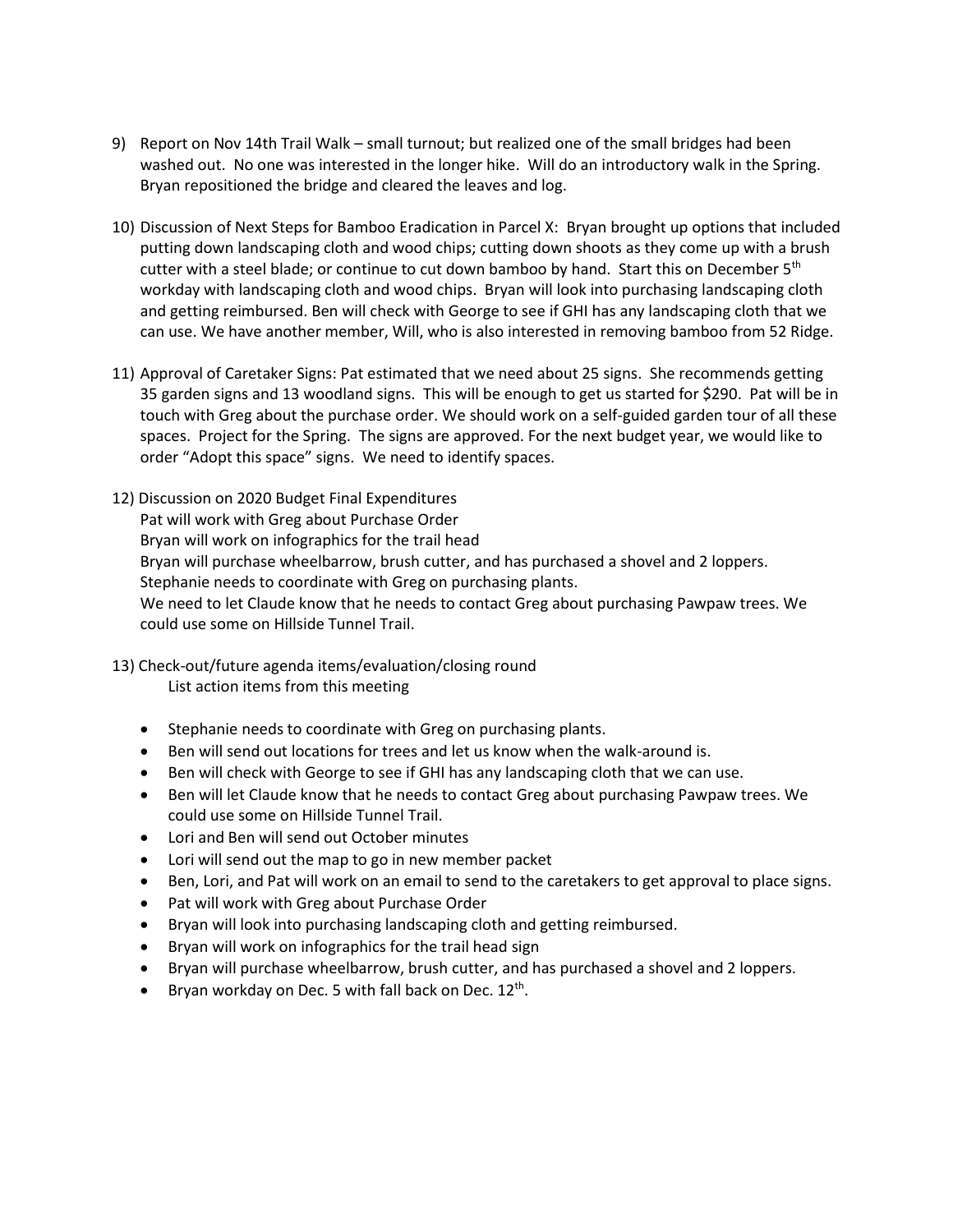9) Report on Nov 14th Trail Walk – small turnout; but realized one of the small bridges had been washed out. No one was interested in the longer hike. Will do an introductory walk in the Spring. Bryan repositioned the bridge and cleared the leaves and log.

10) Discussion of Next Steps for Bamboo Eradication in Parcel X: Bryan brought up options that included putting down landscaping cloth and wood chips; cutting down shoots as they come up with a brush cutter with a steel blade; or continue to cut down bamboo by hand. Start this on December 5th workday with landscaping cloth and wood chips. Bryan will look into purchasing landscaping cloth and getting reimbursed. Ben will check with George to see if GHI has any landscaping cloth that we can use. We have another member, Will, who is also interested in removing bamboo from 52 Ridge.

11) Approval of Caretaker Signs: Pat estimated that we need about 25 signs. She recommends getting 35 garden signs and 13 woodland signs. This will be enough to get us started for $290. Pat will be in touch with Greg about the purchase order. We should work on a self-guided garden tour of all these spaces. Project for the Spring. The signs are approved. For the next budget year, we would like to order "Adopt this space" signs. We need to identify spaces.

12) Discussion on 2020 Budget Final Expenditures
    Pat will work with Greg about Purchase Order
    Bryan will work on infographics for the trail head
    Bryan will purchase wheelbarrow, brush cutter, and has purchased a shovel and 2 loppers.
    Stephanie needs to coordinate with Greg on purchasing plants.
    We need to let Claude know that he needs to contact Greg about purchasing Pawpaw trees. We could use some on Hillside Tunnel Trail.

13) Check-out/future agenda items/evaluation/closing round
    List action items from this meeting

- Stephanie needs to coordinate with Greg on purchasing plants.
- Ben will send out locations for trees and let us know when the walk-around is.
- Ben will check with George to see if GHI has any landscaping cloth that we can use.
- Ben will let Claude know that he needs to contact Greg about purchasing Pawpaw trees. We could use some on Hillside Tunnel Trail.
- Lori and Ben will send out October minutes
- Lori will send out the map to go in new member packet
- Ben, Lori, and Pat will work on an email to send to the caretakers to get approval to place signs.
- Pat will work with Greg about Purchase Order
- Bryan will look into purchasing landscaping cloth and getting reimbursed.
- Bryan will work on infographics for the trail head sign
- Bryan will purchase wheelbarrow, brush cutter, and has purchased a shovel and 2 loppers.
- Bryan workday on Dec. 5 with fall back on Dec. 12th.